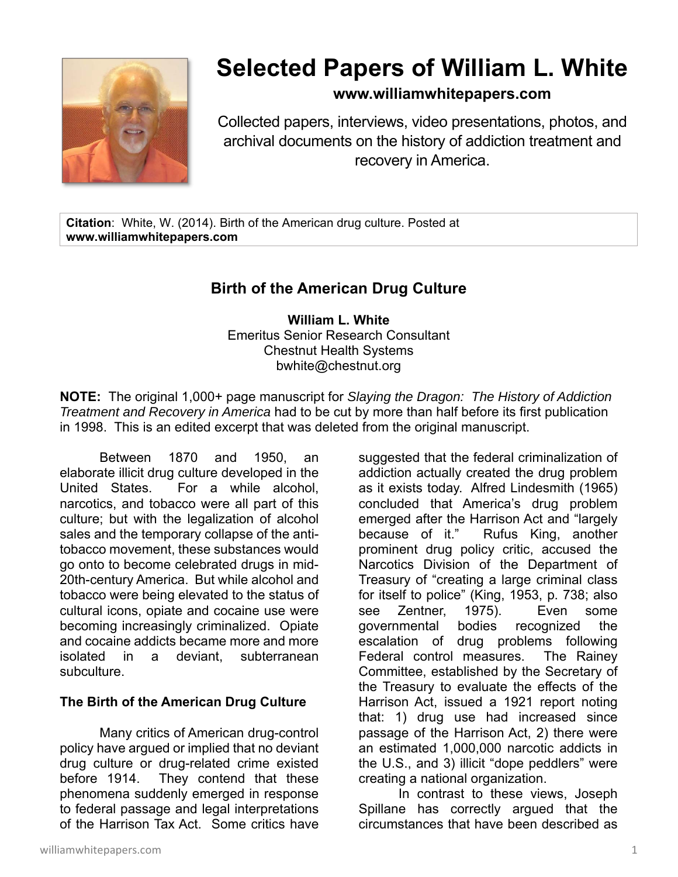# Selected Papers of William L. White

**www.williamwhitepapers.com**

Collected papers, interviews, video presentations, photos, and archival documents on the history of addiction treatment and recovery in America.

**Citation**: White, W. (2014). Birth of the American drug culture. Posted at **www.williamwhitepapers.com**

## Birth of the American Drug Culture

**William L. White**
Emeritus Senior Research Consultant
Chestnut Health Systems
bwhite@chestnut.org

**NOTE:** The original 1,000+ page manuscript for *Slaying the Dragon: The History of Addiction Treatment and Recovery in America* had to be cut by more than half before its first publication in 1998. This is an edited excerpt that was deleted from the original manuscript.

Between 1870 and 1950, an elaborate illicit drug culture developed in the United States. For a while alcohol, narcotics, and tobacco were all part of this culture; but with the legalization of alcohol sales and the temporary collapse of the anti-tobacco movement, these substances would go onto to become celebrated drugs in mid-20th-century America. But while alcohol and tobacco were being elevated to the status of cultural icons, opiate and cocaine use were becoming increasingly criminalized. Opiate and cocaine addicts became more and more isolated in a deviant, subterranean subculture.

### The Birth of the American Drug Culture

Many critics of American drug-control policy have argued or implied that no deviant drug culture or drug-related crime existed before 1914. They contend that these phenomena suddenly emerged in response to federal passage and legal interpretations of the Harrison Tax Act. Some critics have suggested that the federal criminalization of addiction actually created the drug problem as it exists today. Alfred Lindesmith (1965) concluded that America's drug problem emerged after the Harrison Act and "largely because of it." Rufus King, another prominent drug policy critic, accused the Narcotics Division of the Department of Treasury of "creating a large criminal class for itself to police" (King, 1953, p. 738; also see Zentner, 1975). Even some governmental bodies recognized the escalation of drug problems following Federal control measures. The Rainey Committee, established by the Secretary of the Treasury to evaluate the effects of the Harrison Act, issued a 1921 report noting that: 1) drug use had increased since passage of the Harrison Act, 2) there were an estimated 1,000,000 narcotic addicts in the U.S., and 3) illicit "dope peddlers" were creating a national organization.

In contrast to these views, Joseph Spillane has correctly argued that the circumstances that have been described as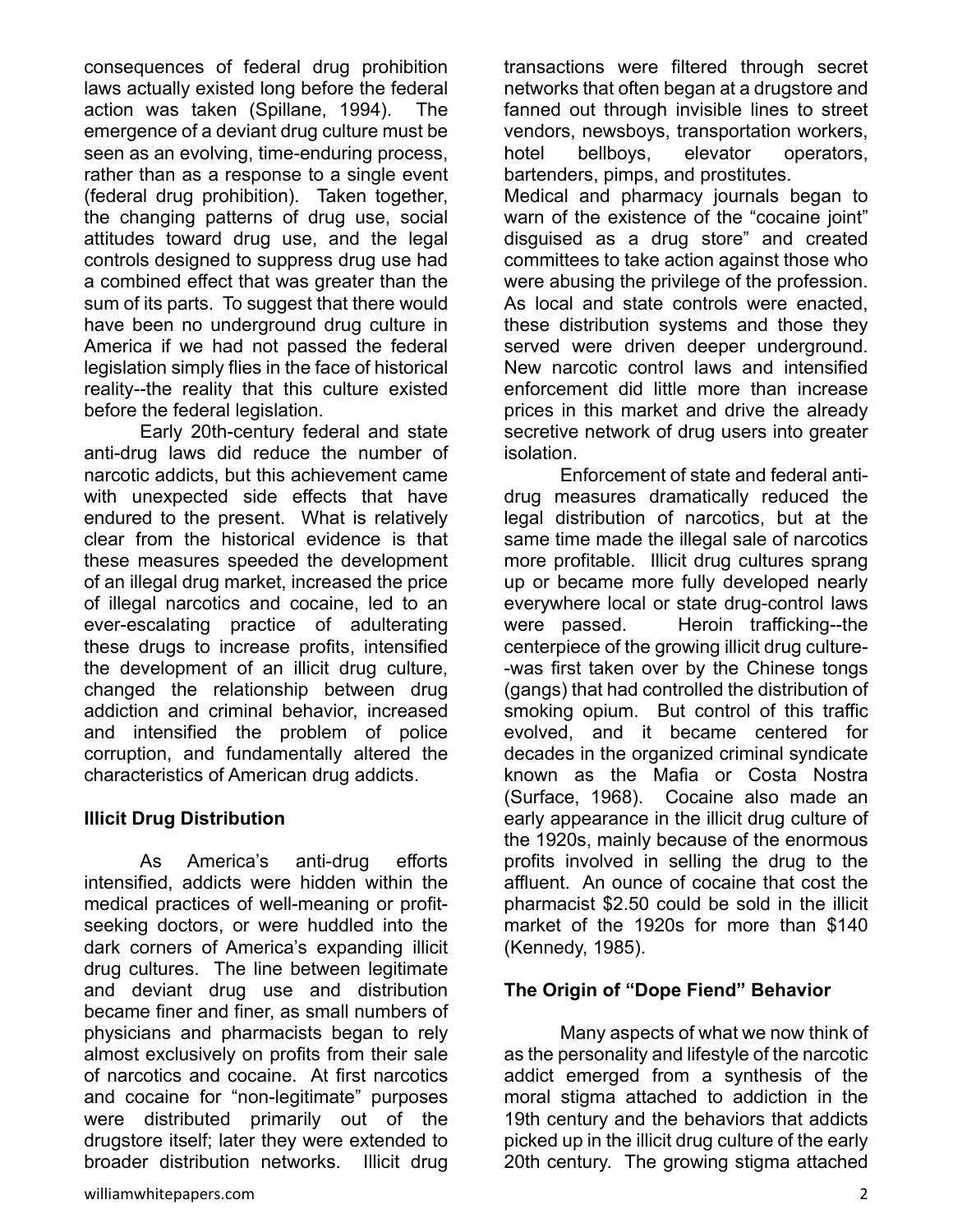consequences of federal drug prohibition laws actually existed long before the federal action was taken (Spillane, 1994). The emergence of a deviant drug culture must be seen as an evolving, time-enduring process, rather than as a response to a single event (federal drug prohibition). Taken together, the changing patterns of drug use, social attitudes toward drug use, and the legal controls designed to suppress drug use had a combined effect that was greater than the sum of its parts. To suggest that there would have been no underground drug culture in America if we had not passed the federal legislation simply flies in the face of historical reality--the reality that this culture existed before the federal legislation.

Early 20th-century federal and state anti-drug laws did reduce the number of narcotic addicts, but this achievement came with unexpected side effects that have endured to the present. What is relatively clear from the historical evidence is that these measures speeded the development of an illegal drug market, increased the price of illegal narcotics and cocaine, led to an ever-escalating practice of adulterating these drugs to increase profits, intensified the development of an illicit drug culture, changed the relationship between drug addiction and criminal behavior, increased and intensified the problem of police corruption, and fundamentally altered the characteristics of American drug addicts.

**Illicit Drug Distribution**

As America's anti-drug efforts intensified, addicts were hidden within the medical practices of well-meaning or profit-seeking doctors, or were huddled into the dark corners of America's expanding illicit drug cultures. The line between legitimate and deviant drug use and distribution became finer and finer, as small numbers of physicians and pharmacists began to rely almost exclusively on profits from their sale of narcotics and cocaine. At first narcotics and cocaine for "non-legitimate" purposes were distributed primarily out of the drugstore itself; later they were extended to broader distribution networks. Illicit drug transactions were filtered through secret networks that often began at a drugstore and fanned out through invisible lines to street vendors, newsboys, transportation workers, hotel bellboys, elevator operators, bartenders, pimps, and prostitutes.

Medical and pharmacy journals began to warn of the existence of the "cocaine joint" disguised as a drug store" and created committees to take action against those who were abusing the privilege of the profession. As local and state controls were enacted, these distribution systems and those they served were driven deeper underground. New narcotic control laws and intensified enforcement did little more than increase prices in this market and drive the already secretive network of drug users into greater isolation.

Enforcement of state and federal anti-drug measures dramatically reduced the legal distribution of narcotics, but at the same time made the illegal sale of narcotics more profitable. Illicit drug cultures sprang up or became more fully developed nearly everywhere local or state drug-control laws were passed. Heroin trafficking--the centerpiece of the growing illicit drug culture--was first taken over by the Chinese tongs (gangs) that had controlled the distribution of smoking opium. But control of this traffic evolved, and it became centered for decades in the organized criminal syndicate known as the Mafia or Costa Nostra (Surface, 1968). Cocaine also made an early appearance in the illicit drug culture of the 1920s, mainly because of the enormous profits involved in selling the drug to the affluent. An ounce of cocaine that cost the pharmacist $2.50 could be sold in the illicit market of the 1920s for more than $140 (Kennedy, 1985).

**The Origin of "Dope Fiend" Behavior**

Many aspects of what we now think of as the personality and lifestyle of the narcotic addict emerged from a synthesis of the moral stigma attached to addiction in the 19th century and the behaviors that addicts picked up in the illicit drug culture of the early 20th century. The growing stigma attached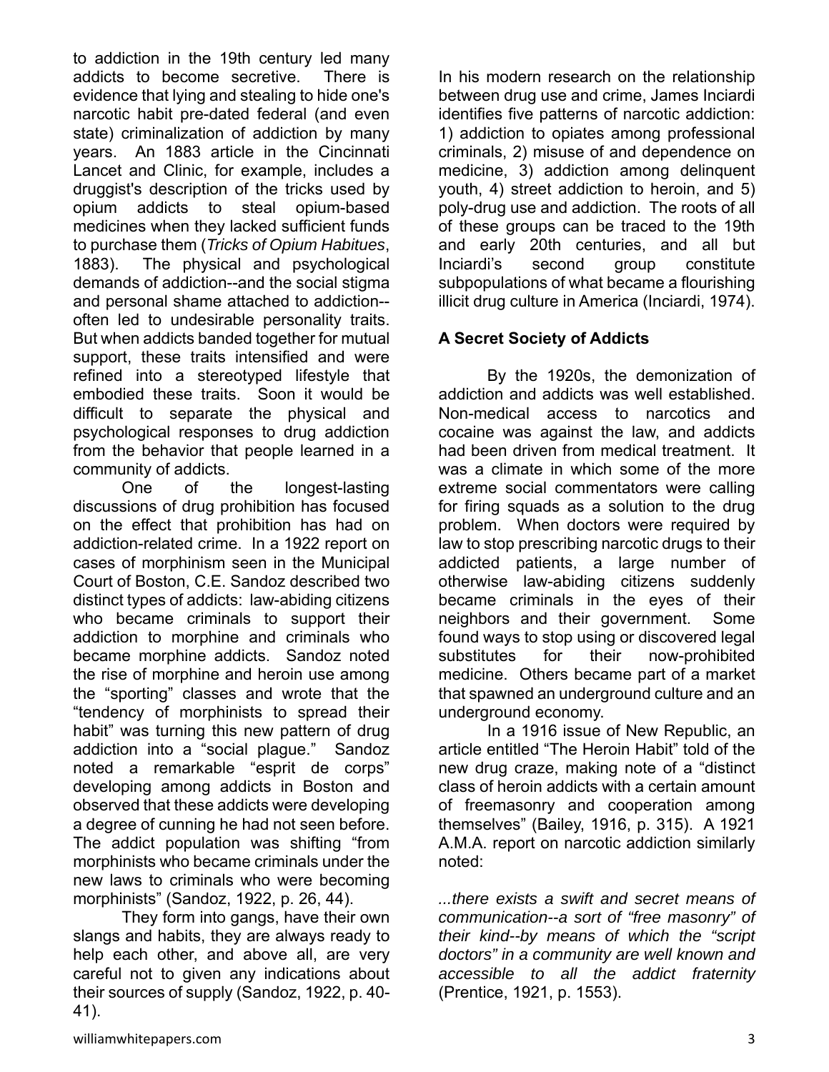to addiction in the 19th century led many addicts to become secretive. There is evidence that lying and stealing to hide one's narcotic habit pre-dated federal (and even state) criminalization of addiction by many years. An 1883 article in the Cincinnati Lancet and Clinic, for example, includes a druggist's description of the tricks used by opium addicts to steal opium-based medicines when they lacked sufficient funds to purchase them (*Tricks of Opium Habitues*, 1883). The physical and psychological demands of addiction--and the social stigma and personal shame attached to addiction--often led to undesirable personality traits. But when addicts banded together for mutual support, these traits intensified and were refined into a stereotyped lifestyle that embodied these traits. Soon it would be difficult to separate the physical and psychological responses to drug addiction from the behavior that people learned in a community of addicts.

One of the longest-lasting discussions of drug prohibition has focused on the effect that prohibition has had on addiction-related crime. In a 1922 report on cases of morphinism seen in the Municipal Court of Boston, C.E. Sandoz described two distinct types of addicts: law-abiding citizens who became criminals to support their addiction to morphine and criminals who became morphine addicts. Sandoz noted the rise of morphine and heroin use among the "sporting" classes and wrote that the "tendency of morphinists to spread their habit" was turning this new pattern of drug addiction into a "social plague." Sandoz noted a remarkable "esprit de corps" developing among addicts in Boston and observed that these addicts were developing a degree of cunning he had not seen before. The addict population was shifting "from morphinists who became criminals under the new laws to criminals who were becoming morphinists" (Sandoz, 1922, p. 26, 44).

They form into gangs, have their own slangs and habits, they are always ready to help each other, and above all, are very careful not to given any indications about their sources of supply (Sandoz, 1922, p. 40-41).

In his modern research on the relationship between drug use and crime, James Inciardi identifies five patterns of narcotic addiction: 1) addiction to opiates among professional criminals, 2) misuse of and dependence on medicine, 3) addiction among delinquent youth, 4) street addiction to heroin, and 5) poly-drug use and addiction. The roots of all of these groups can be traced to the 19th and early 20th centuries, and all but Inciardi's second group constitute subpopulations of what became a flourishing illicit drug culture in America (Inciardi, 1974).

**A Secret Society of Addicts**

By the 1920s, the demonization of addiction and addicts was well established. Non-medical access to narcotics and cocaine was against the law, and addicts had been driven from medical treatment. It was a climate in which some of the more extreme social commentators were calling for firing squads as a solution to the drug problem. When doctors were required by law to stop prescribing narcotic drugs to their addicted patients, a large number of otherwise law-abiding citizens suddenly became criminals in the eyes of their neighbors and their government. Some found ways to stop using or discovered legal substitutes for their now-prohibited medicine. Others became part of a market that spawned an underground culture and an underground economy.

In a 1916 issue of New Republic, an article entitled "The Heroin Habit" told of the new drug craze, making note of a "distinct class of heroin addicts with a certain amount of freemasonry and cooperation among themselves" (Bailey, 1916, p. 315). A 1921 A.M.A. report on narcotic addiction similarly noted:

*...there exists a swift and secret means of communication--a sort of "free masonry" of their kind--by means of which the "script doctors" in a community are well known and accessible to all the addict fraternity* (Prentice, 1921, p. 1553).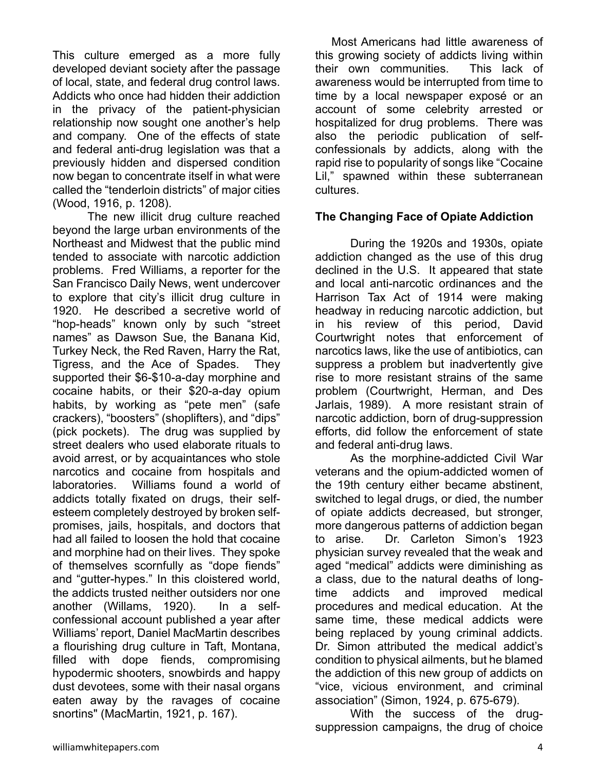This culture emerged as a more fully developed deviant society after the passage of local, state, and federal drug control laws. Addicts who once had hidden their addiction in the privacy of the patient-physician relationship now sought one another's help and company. One of the effects of state and federal anti-drug legislation was that a previously hidden and dispersed condition now began to concentrate itself in what were called the "tenderloin districts" of major cities (Wood, 1916, p. 1208).

The new illicit drug culture reached beyond the large urban environments of the Northeast and Midwest that the public mind tended to associate with narcotic addiction problems. Fred Williams, a reporter for the San Francisco Daily News, went undercover to explore that city's illicit drug culture in 1920. He described a secretive world of "hop-heads" known only by such "street names" as Dawson Sue, the Banana Kid, Turkey Neck, the Red Raven, Harry the Rat, Tigress, and the Ace of Spades. They supported their $6-$10-a-day morphine and cocaine habits, or their $20-a-day opium habits, by working as "pete men" (safe crackers), "boosters" (shoplifters), and "dips" (pick pockets). The drug was supplied by street dealers who used elaborate rituals to avoid arrest, or by acquaintances who stole narcotics and cocaine from hospitals and laboratories. Williams found a world of addicts totally fixated on drugs, their self-esteem completely destroyed by broken self-promises, jails, hospitals, and doctors that had all failed to loosen the hold that cocaine and morphine had on their lives. They spoke of themselves scornfully as "dope fiends" and "gutter-hypes." In this cloistered world, the addicts trusted neither outsiders nor one another (Willams, 1920). In a self-confessional account published a year after Williams' report, Daniel MacMartin describes a flourishing drug culture in Taft, Montana, filled with dope fiends, compromising hypodermic shooters, snowbirds and happy dust devotees, some with their nasal organs eaten away by the ravages of cocaine snortins" (MacMartin, 1921, p. 167).

Most Americans had little awareness of this growing society of addicts living within their own communities. This lack of awareness would be interrupted from time to time by a local newspaper exposé or an account of some celebrity arrested or hospitalized for drug problems. There was also the periodic publication of self-confessionals by addicts, along with the rapid rise to popularity of songs like "Cocaine Lil," spawned within these subterranean cultures.

**The Changing Face of Opiate Addiction**

During the 1920s and 1930s, opiate addiction changed as the use of this drug declined in the U.S. It appeared that state and local anti-narcotic ordinances and the Harrison Tax Act of 1914 were making headway in reducing narcotic addiction, but in his review of this period, David Courtwright notes that enforcement of narcotics laws, like the use of antibiotics, can suppress a problem but inadvertently give rise to more resistant strains of the same problem (Courtwright, Herman, and Des Jarlais, 1989). A more resistant strain of narcotic addiction, born of drug-suppression efforts, did follow the enforcement of state and federal anti-drug laws.

As the morphine-addicted Civil War veterans and the opium-addicted women of the 19th century either became abstinent, switched to legal drugs, or died, the number of opiate addicts decreased, but stronger, more dangerous patterns of addiction began to arise. Dr. Carleton Simon's 1923 physician survey revealed that the weak and aged "medical" addicts were diminishing as a class, due to the natural deaths of long-time addicts and improved medical procedures and medical education. At the same time, these medical addicts were being replaced by young criminal addicts. Dr. Simon attributed the medical addict's condition to physical ailments, but he blamed the addiction of this new group of addicts on "vice, vicious environment, and criminal association" (Simon, 1924, p. 675-679).

With the success of the drug-suppression campaigns, the drug of choice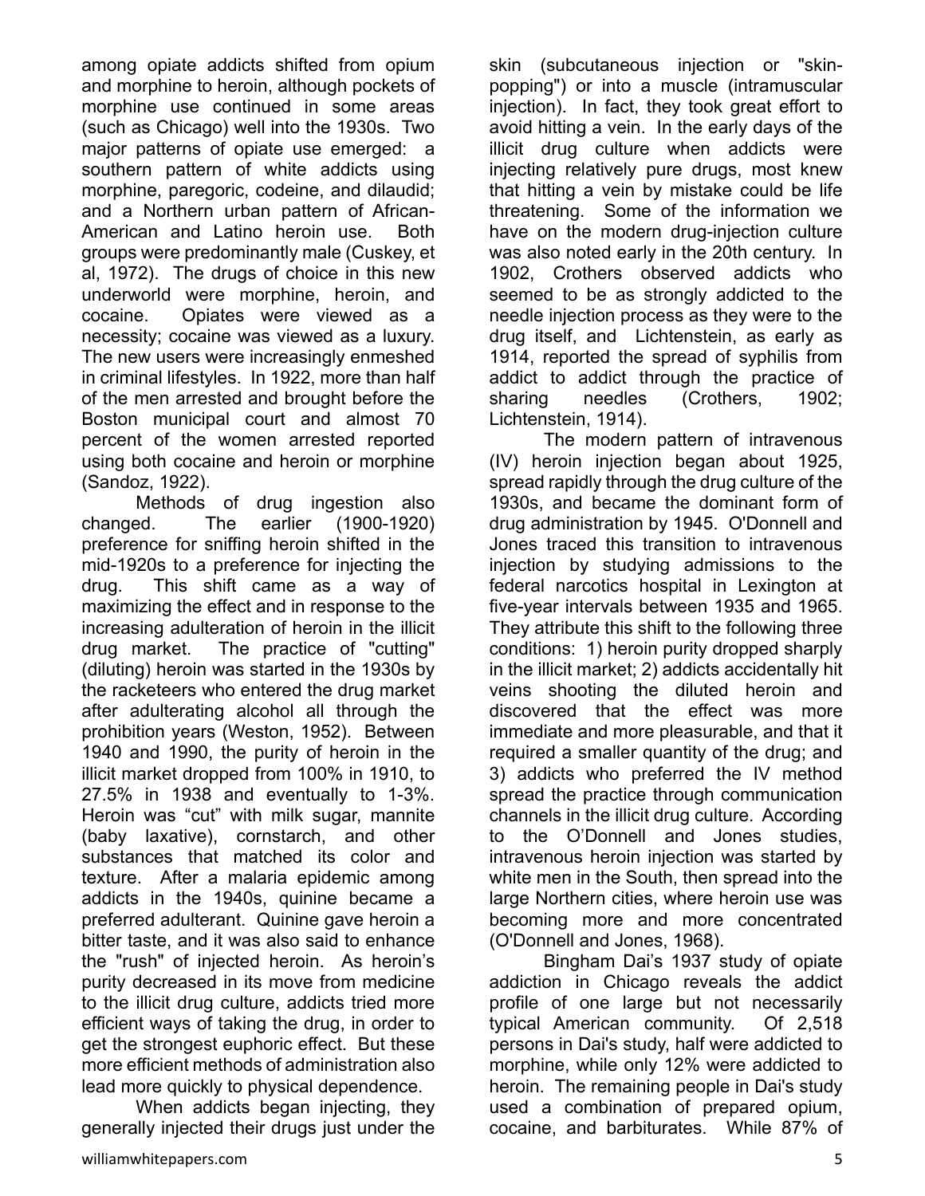among opiate addicts shifted from opium and morphine to heroin, although pockets of morphine use continued in some areas (such as Chicago) well into the 1930s. Two major patterns of opiate use emerged: a southern pattern of white addicts using morphine, paregoric, codeine, and dilaudid; and a Northern urban pattern of African-American and Latino heroin use. Both groups were predominantly male (Cuskey, et al, 1972). The drugs of choice in this new underworld were morphine, heroin, and cocaine. Opiates were viewed as a necessity; cocaine was viewed as a luxury. The new users were increasingly enmeshed in criminal lifestyles. In 1922, more than half of the men arrested and brought before the Boston municipal court and almost 70 percent of the women arrested reported using both cocaine and heroin or morphine (Sandoz, 1922).

Methods of drug ingestion also changed. The earlier (1900-1920) preference for sniffing heroin shifted in the mid-1920s to a preference for injecting the drug. This shift came as a way of maximizing the effect and in response to the increasing adulteration of heroin in the illicit drug market. The practice of "cutting" (diluting) heroin was started in the 1930s by the racketeers who entered the drug market after adulterating alcohol all through the prohibition years (Weston, 1952). Between 1940 and 1990, the purity of heroin in the illicit market dropped from 100% in 1910, to 27.5% in 1938 and eventually to 1-3%. Heroin was "cut" with milk sugar, mannite (baby laxative), cornstarch, and other substances that matched its color and texture. After a malaria epidemic among addicts in the 1940s, quinine became a preferred adulterant. Quinine gave heroin a bitter taste, and it was also said to enhance the "rush" of injected heroin. As heroin's purity decreased in its move from medicine to the illicit drug culture, addicts tried more efficient ways of taking the drug, in order to get the strongest euphoric effect. But these more efficient methods of administration also lead more quickly to physical dependence.

When addicts began injecting, they generally injected their drugs just under the skin (subcutaneous injection or "skin-popping") or into a muscle (intramuscular injection). In fact, they took great effort to avoid hitting a vein. In the early days of the illicit drug culture when addicts were injecting relatively pure drugs, most knew that hitting a vein by mistake could be life threatening. Some of the information we have on the modern drug-injection culture was also noted early in the 20th century. In 1902, Crothers observed addicts who seemed to be as strongly addicted to the needle injection process as they were to the drug itself, and Lichtenstein, as early as 1914, reported the spread of syphilis from addict to addict through the practice of sharing needles (Crothers, 1902; Lichtenstein, 1914).

The modern pattern of intravenous (IV) heroin injection began about 1925, spread rapidly through the drug culture of the 1930s, and became the dominant form of drug administration by 1945. O'Donnell and Jones traced this transition to intravenous injection by studying admissions to the federal narcotics hospital in Lexington at five-year intervals between 1935 and 1965. They attribute this shift to the following three conditions: 1) heroin purity dropped sharply in the illicit market; 2) addicts accidentally hit veins shooting the diluted heroin and discovered that the effect was more immediate and more pleasurable, and that it required a smaller quantity of the drug; and 3) addicts who preferred the IV method spread the practice through communication channels in the illicit drug culture. According to the O'Donnell and Jones studies, intravenous heroin injection was started by white men in the South, then spread into the large Northern cities, where heroin use was becoming more and more concentrated (O'Donnell and Jones, 1968).

Bingham Dai's 1937 study of opiate addiction in Chicago reveals the addict profile of one large but not necessarily typical American community. Of 2,518 persons in Dai's study, half were addicted to morphine, while only 12% were addicted to heroin. The remaining people in Dai's study used a combination of prepared opium, cocaine, and barbiturates. While 87% of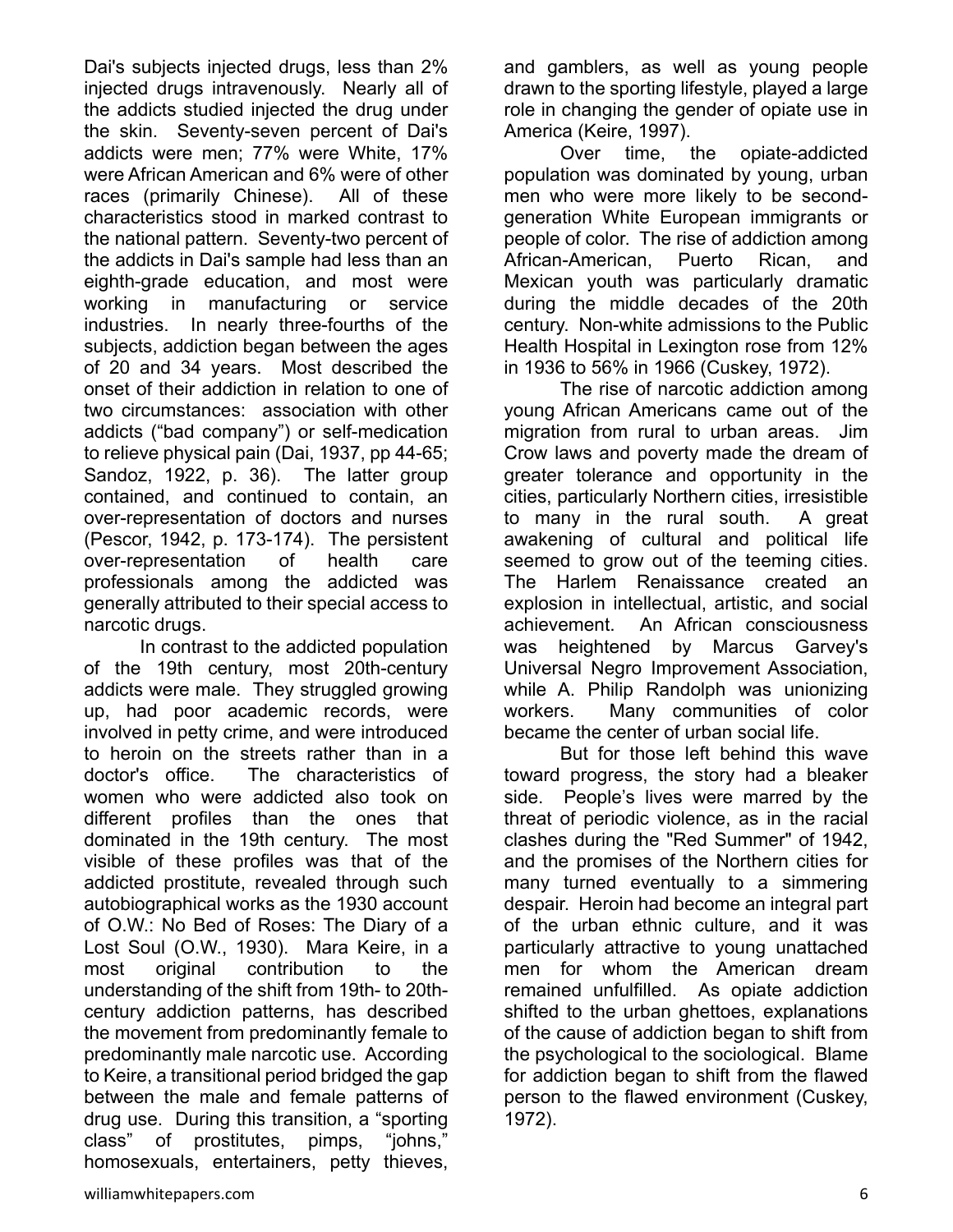Dai's subjects injected drugs, less than 2% injected drugs intravenously. Nearly all of the addicts studied injected the drug under the skin. Seventy-seven percent of Dai's addicts were men; 77% were White, 17% were African American and 6% were of other races (primarily Chinese). All of these characteristics stood in marked contrast to the national pattern. Seventy-two percent of the addicts in Dai's sample had less than an eighth-grade education, and most were working in manufacturing or service industries. In nearly three-fourths of the subjects, addiction began between the ages of 20 and 34 years. Most described the onset of their addiction in relation to one of two circumstances: association with other addicts ("bad company") or self-medication to relieve physical pain (Dai, 1937, pp 44-65; Sandoz, 1922, p. 36). The latter group contained, and continued to contain, an over-representation of doctors and nurses (Pescor, 1942, p. 173-174). The persistent over-representation of health care professionals among the addicted was generally attributed to their special access to narcotic drugs.

In contrast to the addicted population of the 19th century, most 20th-century addicts were male. They struggled growing up, had poor academic records, were involved in petty crime, and were introduced to heroin on the streets rather than in a doctor's office. The characteristics of women who were addicted also took on different profiles than the ones that dominated in the 19th century. The most visible of these profiles was that of the addicted prostitute, revealed through such autobiographical works as the 1930 account of O.W.: No Bed of Roses: The Diary of a Lost Soul (O.W., 1930). Mara Keire, in a most original contribution to the understanding of the shift from 19th- to 20th-century addiction patterns, has described the movement from predominantly female to predominantly male narcotic use. According to Keire, a transitional period bridged the gap between the male and female patterns of drug use. During this transition, a "sporting class" of prostitutes, pimps, "johns," homosexuals, entertainers, petty thieves, and gamblers, as well as young people drawn to the sporting lifestyle, played a large role in changing the gender of opiate use in America (Keire, 1997).

Over time, the opiate-addicted population was dominated by young, urban men who were more likely to be second-generation White European immigrants or people of color. The rise of addiction among African-American, Puerto Rican, and Mexican youth was particularly dramatic during the middle decades of the 20th century. Non-white admissions to the Public Health Hospital in Lexington rose from 12% in 1936 to 56% in 1966 (Cuskey, 1972).

The rise of narcotic addiction among young African Americans came out of the migration from rural to urban areas. Jim Crow laws and poverty made the dream of greater tolerance and opportunity in the cities, particularly Northern cities, irresistible to many in the rural south. A great awakening of cultural and political life seemed to grow out of the teeming cities. The Harlem Renaissance created an explosion in intellectual, artistic, and social achievement. An African consciousness was heightened by Marcus Garvey's Universal Negro Improvement Association, while A. Philip Randolph was unionizing workers. Many communities of color became the center of urban social life.

But for those left behind this wave toward progress, the story had a bleaker side. People's lives were marred by the threat of periodic violence, as in the racial clashes during the "Red Summer" of 1942, and the promises of the Northern cities for many turned eventually to a simmering despair. Heroin had become an integral part of the urban ethnic culture, and it was particularly attractive to young unattached men for whom the American dream remained unfulfilled. As opiate addiction shifted to the urban ghettoes, explanations of the cause of addiction began to shift from the psychological to the sociological. Blame for addiction began to shift from the flawed person to the flawed environment (Cuskey, 1972).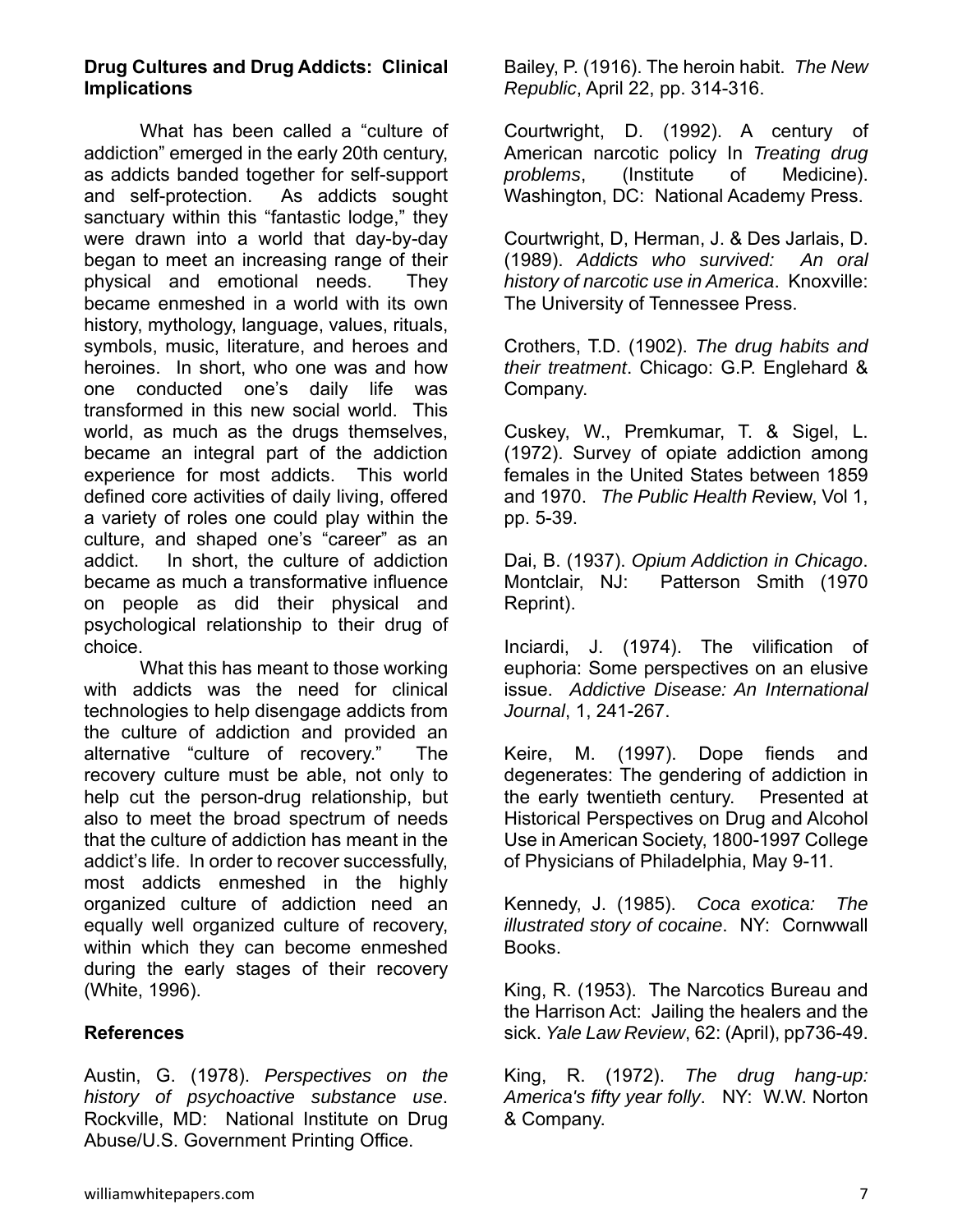**Drug Cultures and Drug Addicts: Clinical Implications**

What has been called a "culture of addiction" emerged in the early 20th century, as addicts banded together for self-support and self-protection. As addicts sought sanctuary within this "fantastic lodge," they were drawn into a world that day-by-day began to meet an increasing range of their physical and emotional needs. They became enmeshed in a world with its own history, mythology, language, values, rituals, symbols, music, literature, and heroes and heroines. In short, who one was and how one conducted one's daily life was transformed in this new social world. This world, as much as the drugs themselves, became an integral part of the addiction experience for most addicts. This world defined core activities of daily living, offered a variety of roles one could play within the culture, and shaped one's "career" as an addict. In short, the culture of addiction became as much a transformative influence on people as did their physical and psychological relationship to their drug of choice.

What this has meant to those working with addicts was the need for clinical technologies to help disengage addicts from the culture of addiction and provided an alternative "culture of recovery." The recovery culture must be able, not only to help cut the person-drug relationship, but also to meet the broad spectrum of needs that the culture of addiction has meant in the addict's life. In order to recover successfully, most addicts enmeshed in the highly organized culture of addiction need an equally well organized culture of recovery, within which they can become enmeshed during the early stages of their recovery (White, 1996).

**References**

Austin, G. (1978). *Perspectives on the history of psychoactive substance use*. Rockville, MD: National Institute on Drug Abuse/U.S. Government Printing Office.

Bailey, P. (1916). The heroin habit. *The New Republic*, April 22, pp. 314-316.

Courtwright, D. (1992). A century of American narcotic policy In *Treating drug problems*, (Institute of Medicine). Washington, DC: National Academy Press.

Courtwright, D, Herman, J. & Des Jarlais, D. (1989). *Addicts who survived: An oral history of narcotic use in America*. Knoxville: The University of Tennessee Press.

Crothers, T.D. (1902). *The drug habits and their treatment*. Chicago: G.P. Englehard & Company.

Cuskey, W., Premkumar, T. & Sigel, L. (1972). Survey of opiate addiction among females in the United States between 1859 and 1970. *The Public Health Re*view, Vol 1, pp. 5-39.

Dai, B. (1937). *Opium Addiction in Chicago*. Montclair, NJ: Patterson Smith (1970 Reprint).

Inciardi, J. (1974). The vilification of euphoria: Some perspectives on an elusive issue. *Addictive Disease: An International Journal*, 1, 241-267.

Keire, M. (1997). Dope fiends and degenerates: The gendering of addiction in the early twentieth century. Presented at Historical Perspectives on Drug and Alcohol Use in American Society, 1800-1997 College of Physicians of Philadelphia, May 9-11.

Kennedy, J. (1985). *Coca exotica: The illustrated story of cocaine*. NY: Cornwwall Books.

King, R. (1953). The Narcotics Bureau and the Harrison Act: Jailing the healers and the sick. *Yale Law Review*, 62: (April), pp736-49.

King, R. (1972). *The drug hang-up: America's fifty year folly*. NY: W.W. Norton & Company.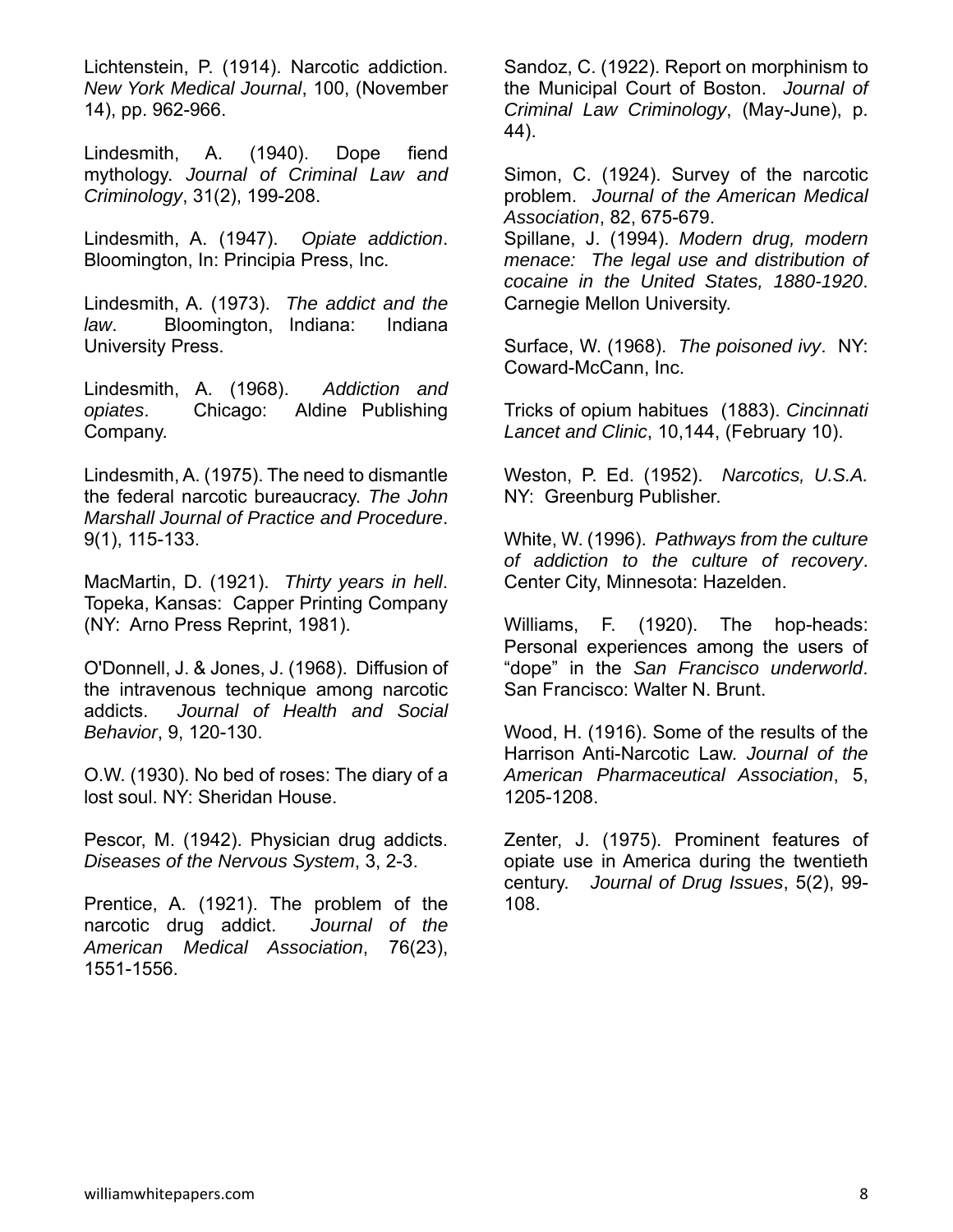Lichtenstein, P. (1914). Narcotic addiction. *New York Medical Journal*, 100, (November 14), pp. 962-966.

Lindesmith, A. (1940). Dope fiend mythology. *Journal of Criminal Law and Criminology*, 31(2), 199-208.

Lindesmith, A. (1947). *Opiate addiction*. Bloomington, In: Principia Press, Inc.

Lindesmith, A. (1973). *The addict and the law*. Bloomington, Indiana: Indiana University Press.

Lindesmith, A. (1968). *Addiction and opiates*. Chicago: Aldine Publishing Company.

Lindesmith, A. (1975). The need to dismantle the federal narcotic bureaucracy. *The John Marshall Journal of Practice and Procedure*. 9(1), 115-133.

MacMartin, D. (1921). *Thirty years in hell*. Topeka, Kansas: Capper Printing Company (NY: Arno Press Reprint, 1981).

O'Donnell, J. & Jones, J. (1968). Diffusion of the intravenous technique among narcotic addicts. *Journal of Health and Social Behavior*, 9, 120-130.

O.W. (1930). No bed of roses: The diary of a lost soul. NY: Sheridan House.

Pescor, M. (1942). Physician drug addicts. *Diseases of the Nervous System*, 3, 2-3.

Prentice, A. (1921). The problem of the narcotic drug addict. *Journal of the American Medical Association*, 76(23), 1551-1556.

Sandoz, C. (1922). Report on morphinism to the Municipal Court of Boston. *Journal of Criminal Law Criminology*, (May-June), p. 44).

Simon, C. (1924). Survey of the narcotic problem. *Journal of the American Medical Association*, 82, 675-679.

Spillane, J. (1994). *Modern drug, modern menace: The legal use and distribution of cocaine in the United States, 1880-1920*. Carnegie Mellon University.

Surface, W. (1968). *The poisoned ivy*. NY: Coward-McCann, Inc.

Tricks of opium habitues (1883). *Cincinnati Lancet and Clinic*, 10,144, (February 10).

Weston, P. Ed. (1952). *Narcotics, U.S.A.* NY: Greenburg Publisher.

White, W. (1996). *Pathways from the culture of addiction to the culture of recovery*. Center City, Minnesota: Hazelden.

Williams, F. (1920). The hop-heads: Personal experiences among the users of “dope” in the *San Francisco underworld*. San Francisco: Walter N. Brunt.

Wood, H. (1916). Some of the results of the Harrison Anti-Narcotic Law. *Journal of the American Pharmaceutical Association*, 5, 1205-1208.

Zenter, J. (1975). Prominent features of opiate use in America during the twentieth century. *Journal of Drug Issues*, 5(2), 99-108.